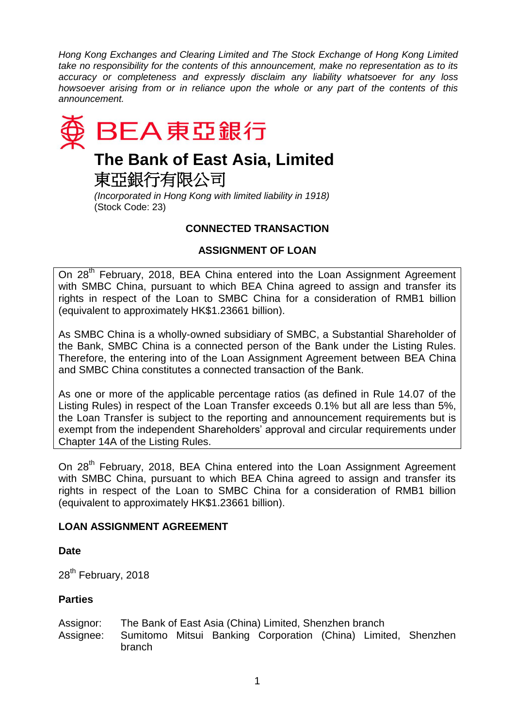*Hong Kong Exchanges and Clearing Limited and The Stock Exchange of Hong Kong Limited take no responsibility for the contents of this announcement, make no representation as to its accuracy or completeness and expressly disclaim any liability whatsoever for any loss howsoever arising from or in reliance upon the whole or any part of the contents of this announcement.*

BEA 東亞銀行

# The Bank of East Asia, Limited

東亞銀行有限公司

*(Incorporated in Hong Kong with limited liability in 1918)*
(Stock Code: 23)

## CONNECTED TRANSACTION

## ASSIGNMENT OF LOAN

On 28th February, 2018, BEA China entered into the Loan Assignment Agreement with SMBC China, pursuant to which BEA China agreed to assign and transfer its rights in respect of the Loan to SMBC China for a consideration of RMB1 billion (equivalent to approximately HK$1.23661 billion).

As SMBC China is a wholly-owned subsidiary of SMBC, a Substantial Shareholder of the Bank, SMBC China is a connected person of the Bank under the Listing Rules. Therefore, the entering into of the Loan Assignment Agreement between BEA China and SMBC China constitutes a connected transaction of the Bank.

As one or more of the applicable percentage ratios (as defined in Rule 14.07 of the Listing Rules) in respect of the Loan Transfer exceeds 0.1% but all are less than 5%, the Loan Transfer is subject to the reporting and announcement requirements but is exempt from the independent Shareholders' approval and circular requirements under Chapter 14A of the Listing Rules.

On 28th February, 2018, BEA China entered into the Loan Assignment Agreement with SMBC China, pursuant to which BEA China agreed to assign and transfer its rights in respect of the Loan to SMBC China for a consideration of RMB1 billion (equivalent to approximately HK$1.23661 billion).

### LOAN ASSIGNMENT AGREEMENT

**Date**

28th February, 2018

**Parties**

Assignor: The Bank of East Asia (China) Limited, Shenzhen branch
Assignee: Sumitomo Mitsui Banking Corporation (China) Limited, Shenzhen branch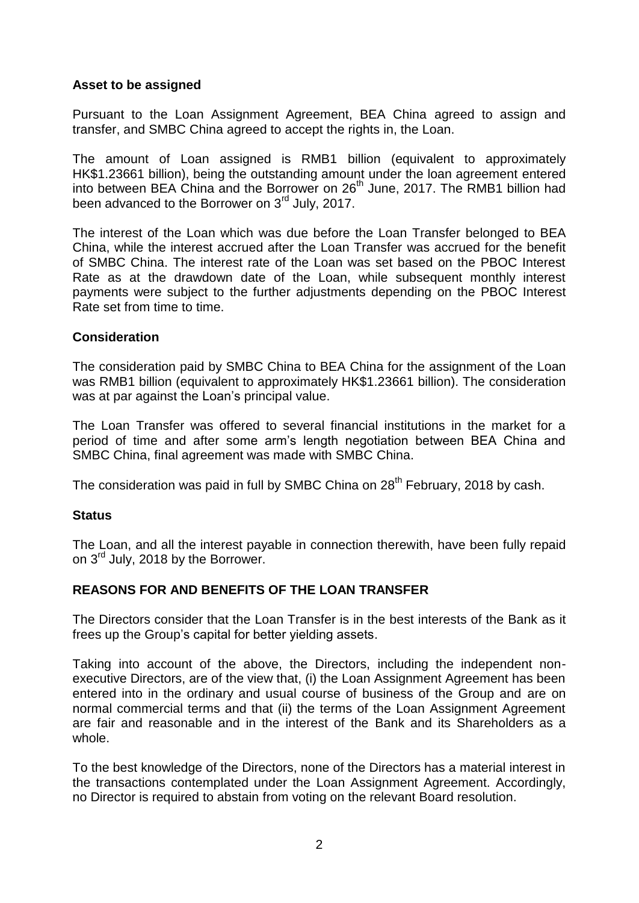**Asset to be assigned**

Pursuant to the Loan Assignment Agreement, BEA China agreed to assign and transfer, and SMBC China agreed to accept the rights in, the Loan.

The amount of Loan assigned is RMB1 billion (equivalent to approximately HK$1.23661 billion), being the outstanding amount under the loan agreement entered into between BEA China and the Borrower on 26th June, 2017. The RMB1 billion had been advanced to the Borrower on 3rd July, 2017.

The interest of the Loan which was due before the Loan Transfer belonged to BEA China, while the interest accrued after the Loan Transfer was accrued for the benefit of SMBC China. The interest rate of the Loan was set based on the PBOC Interest Rate as at the drawdown date of the Loan, while subsequent monthly interest payments were subject to the further adjustments depending on the PBOC Interest Rate set from time to time.

**Consideration**

The consideration paid by SMBC China to BEA China for the assignment of the Loan was RMB1 billion (equivalent to approximately HK$1.23661 billion). The consideration was at par against the Loan's principal value.

The Loan Transfer was offered to several financial institutions in the market for a period of time and after some arm's length negotiation between BEA China and SMBC China, final agreement was made with SMBC China.

The consideration was paid in full by SMBC China on 28th February, 2018 by cash.

**Status**

The Loan, and all the interest payable in connection therewith, have been fully repaid on 3rd July, 2018 by the Borrower.

**REASONS FOR AND BENEFITS OF THE LOAN TRANSFER**

The Directors consider that the Loan Transfer is in the best interests of the Bank as it frees up the Group's capital for better yielding assets.

Taking into account of the above, the Directors, including the independent non-executive Directors, are of the view that, (i) the Loan Assignment Agreement has been entered into in the ordinary and usual course of business of the Group and are on normal commercial terms and that (ii) the terms of the Loan Assignment Agreement are fair and reasonable and in the interest of the Bank and its Shareholders as a whole.

To the best knowledge of the Directors, none of the Directors has a material interest in the transactions contemplated under the Loan Assignment Agreement. Accordingly, no Director is required to abstain from voting on the relevant Board resolution.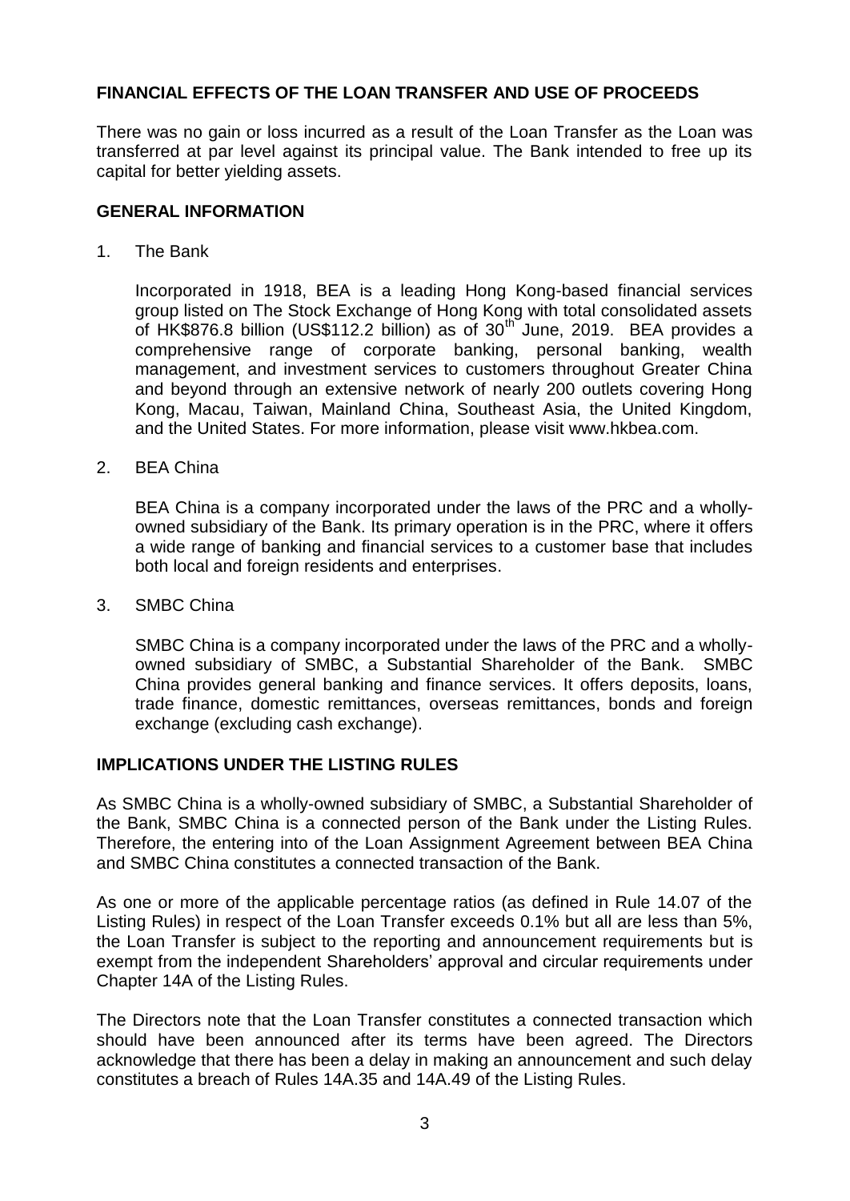## FINANCIAL EFFECTS OF THE LOAN TRANSFER AND USE OF PROCEEDS

There was no gain or loss incurred as a result of the Loan Transfer as the Loan was transferred at par level against its principal value. The Bank intended to free up its capital for better yielding assets.

## GENERAL INFORMATION

1. The Bank

   Incorporated in 1918, BEA is a leading Hong Kong-based financial services group listed on The Stock Exchange of Hong Kong with total consolidated assets of HK$876.8 billion (US$112.2 billion) as of 30th June, 2019. BEA provides a comprehensive range of corporate banking, personal banking, wealth management, and investment services to customers throughout Greater China and beyond through an extensive network of nearly 200 outlets covering Hong Kong, Macau, Taiwan, Mainland China, Southeast Asia, the United Kingdom, and the United States. For more information, please visit www.hkbea.com.

2. BEA China

   BEA China is a company incorporated under the laws of the PRC and a wholly-owned subsidiary of the Bank. Its primary operation is in the PRC, where it offers a wide range of banking and financial services to a customer base that includes both local and foreign residents and enterprises.

3. SMBC China

   SMBC China is a company incorporated under the laws of the PRC and a wholly-owned subsidiary of SMBC, a Substantial Shareholder of the Bank. SMBC China provides general banking and finance services. It offers deposits, loans, trade finance, domestic remittances, overseas remittances, bonds and foreign exchange (excluding cash exchange).

## IMPLICATIONS UNDER THE LISTING RULES

As SMBC China is a wholly-owned subsidiary of SMBC, a Substantial Shareholder of the Bank, SMBC China is a connected person of the Bank under the Listing Rules. Therefore, the entering into of the Loan Assignment Agreement between BEA China and SMBC China constitutes a connected transaction of the Bank.

As one or more of the applicable percentage ratios (as defined in Rule 14.07 of the Listing Rules) in respect of the Loan Transfer exceeds 0.1% but all are less than 5%, the Loan Transfer is subject to the reporting and announcement requirements but is exempt from the independent Shareholders' approval and circular requirements under Chapter 14A of the Listing Rules.

The Directors note that the Loan Transfer constitutes a connected transaction which should have been announced after its terms have been agreed. The Directors acknowledge that there has been a delay in making an announcement and such delay constitutes a breach of Rules 14A.35 and 14A.49 of the Listing Rules.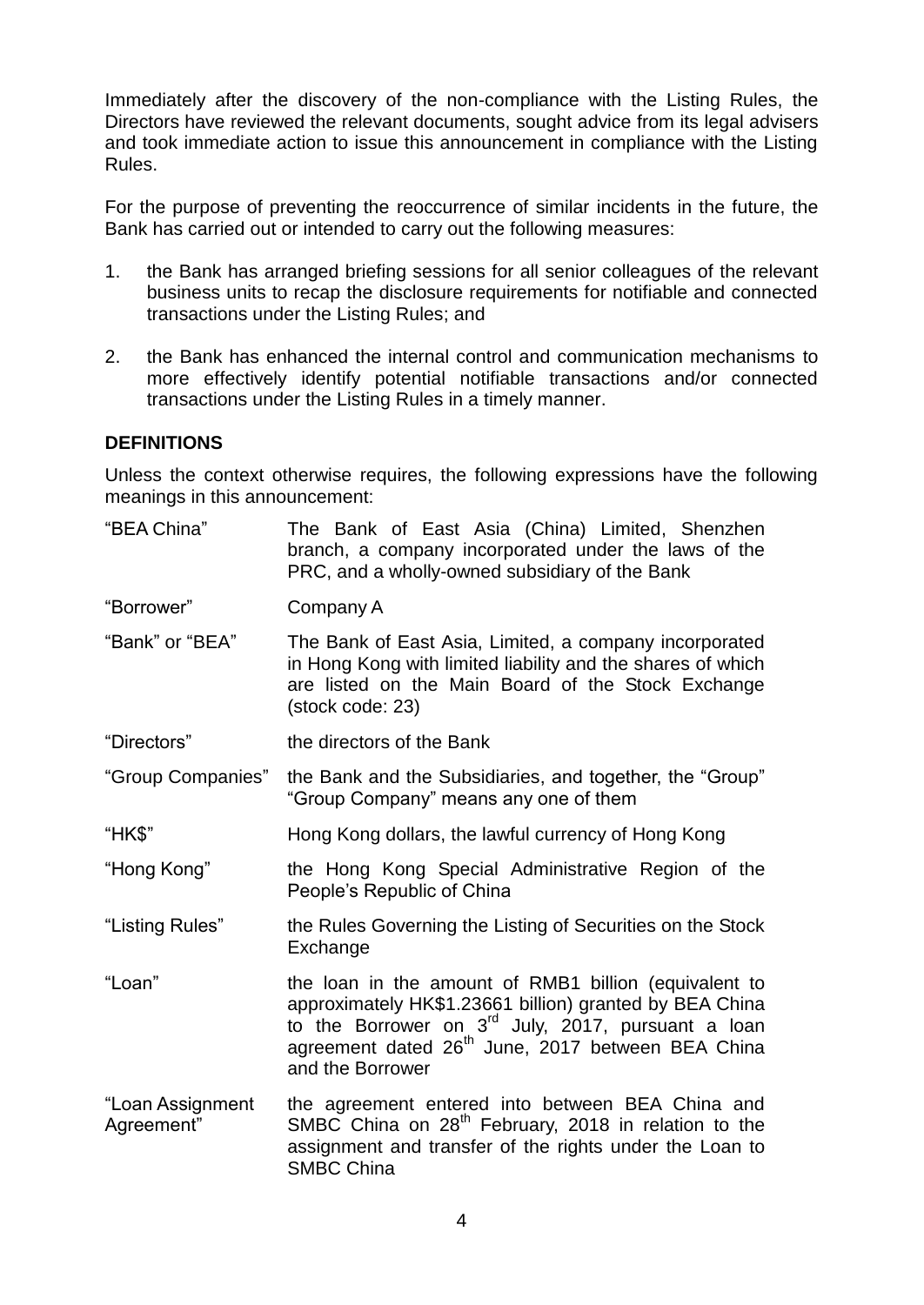Immediately after the discovery of the non-compliance with the Listing Rules, the Directors have reviewed the relevant documents, sought advice from its legal advisers and took immediate action to issue this announcement in compliance with the Listing Rules.

For the purpose of preventing the reoccurrence of similar incidents in the future, the Bank has carried out or intended to carry out the following measures:

1. the Bank has arranged briefing sessions for all senior colleagues of the relevant business units to recap the disclosure requirements for notifiable and connected transactions under the Listing Rules; and
2. the Bank has enhanced the internal control and communication mechanisms to more effectively identify potential notifiable transactions and/or connected transactions under the Listing Rules in a timely manner.

**DEFINITIONS**

Unless the context otherwise requires, the following expressions have the following meanings in this announcement:

| | |
|---|---|
| "BEA China" | The Bank of East Asia (China) Limited, Shenzhen branch, a company incorporated under the laws of the PRC, and a wholly-owned subsidiary of the Bank |
| "Borrower" | Company A |
| "Bank" or "BEA" | The Bank of East Asia, Limited, a company incorporated in Hong Kong with limited liability and the shares of which are listed on the Main Board of the Stock Exchange (stock code: 23) |
| "Directors" | the directors of the Bank |
| "Group Companies" | the Bank and the Subsidiaries, and together, the "Group" "Group Company" means any one of them |
| "HK$" | Hong Kong dollars, the lawful currency of Hong Kong |
| "Hong Kong" | the Hong Kong Special Administrative Region of the People's Republic of China |
| "Listing Rules" | the Rules Governing the Listing of Securities on the Stock Exchange |
| "Loan" | the loan in the amount of RMB1 billion (equivalent to approximately HK$1.23661 billion) granted by BEA China to the Borrower on 3rd July, 2017, pursuant a loan agreement dated 26th June, 2017 between BEA China and the Borrower |
| "Loan Assignment Agreement" | the agreement entered into between BEA China and SMBC China on 28th February, 2018 in relation to the assignment and transfer of the rights under the Loan to SMBC China |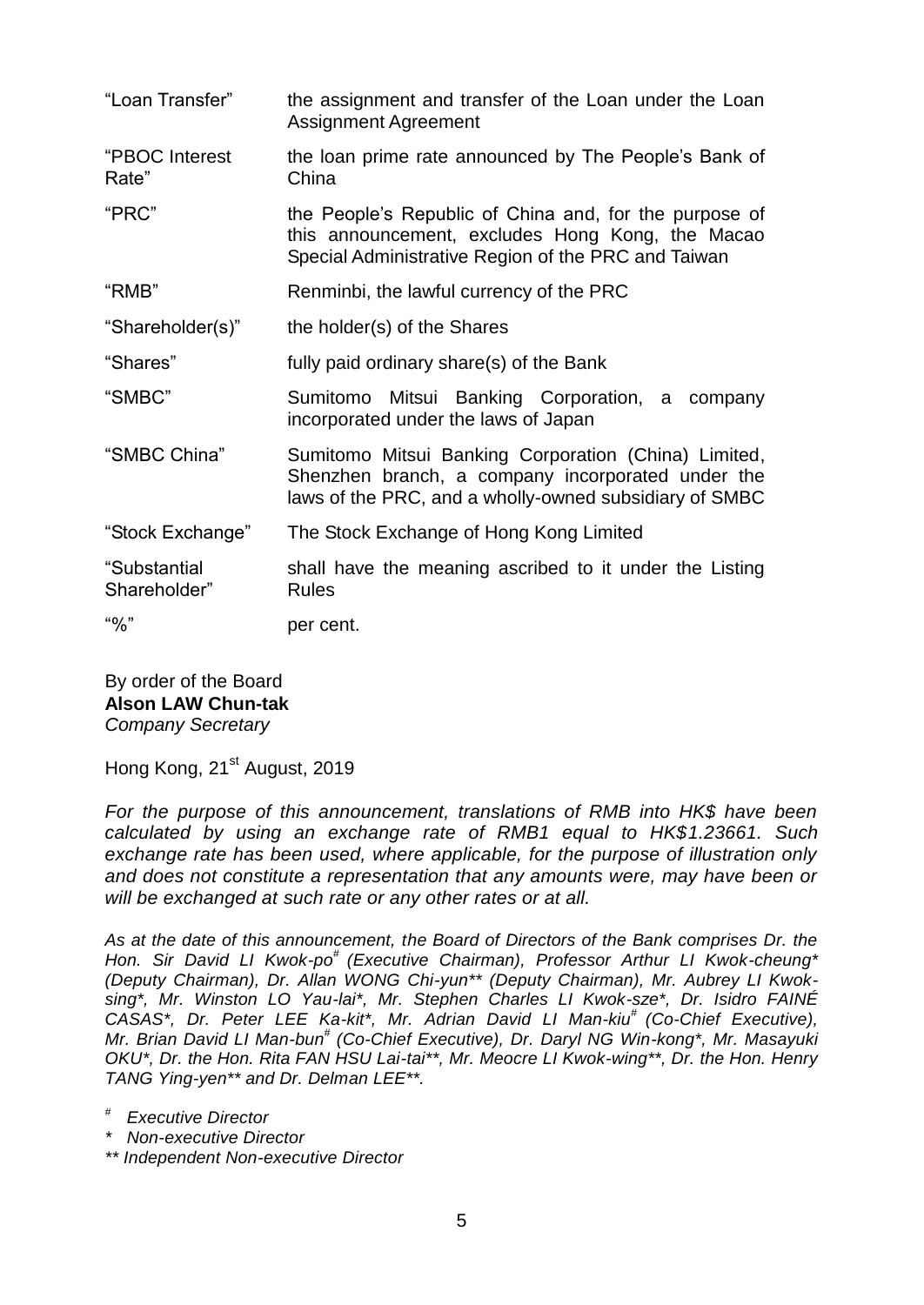| | |
|---|---|
| "Loan Transfer" | the assignment and transfer of the Loan under the Loan Assignment Agreement |
| "PBOC Interest Rate" | the loan prime rate announced by The People's Bank of China |
| "PRC" | the People's Republic of China and, for the purpose of this announcement, excludes Hong Kong, the Macao Special Administrative Region of the PRC and Taiwan |
| "RMB" | Renminbi, the lawful currency of the PRC |
| "Shareholder(s)" | the holder(s) of the Shares |
| "Shares" | fully paid ordinary share(s) of the Bank |
| "SMBC" | Sumitomo Mitsui Banking Corporation, a company incorporated under the laws of Japan |
| "SMBC China" | Sumitomo Mitsui Banking Corporation (China) Limited, Shenzhen branch, a company incorporated under the laws of the PRC, and a wholly-owned subsidiary of SMBC |
| "Stock Exchange" | The Stock Exchange of Hong Kong Limited |
| "Substantial Shareholder" | shall have the meaning ascribed to it under the Listing Rules |
| "%" | per cent. |

By order of the Board
**Alson LAW Chun-tak**
*Company Secretary*

Hong Kong, 21st August, 2019

*For the purpose of this announcement, translations of RMB into HK$ have been calculated by using an exchange rate of RMB1 equal to HK$1.23661. Such exchange rate has been used, where applicable, for the purpose of illustration only and does not constitute a representation that any amounts were, may have been or will be exchanged at such rate or any other rates or at all.*

*As at the date of this announcement, the Board of Directors of the Bank comprises Dr. the Hon. Sir David LI Kwok-po# (Executive Chairman), Professor Arthur LI Kwok-cheung* (Deputy Chairman), Dr. Allan WONG Chi-yun** (Deputy Chairman), Mr. Aubrey LI Kwok-sing*, Mr. Winston LO Yau-lai*, Mr. Stephen Charles LI Kwok-sze*, Dr. Isidro FAINÉ CASAS*, Dr. Peter LEE Ka-kit*, Mr. Adrian David LI Man-kiu# (Co-Chief Executive), Mr. Brian David LI Man-bun# (Co-Chief Executive), Dr. Daryl NG Win-kong*, Mr. Masayuki OKU*, Dr. the Hon. Rita FAN HSU Lai-tai**, Mr. Meocre LI Kwok-wing**, Dr. the Hon. Henry TANG Ying-yen** and Dr. Delman LEE**.*

# *Executive Director*

\* *Non-executive Director*

\*\* *Independent Non-executive Director*